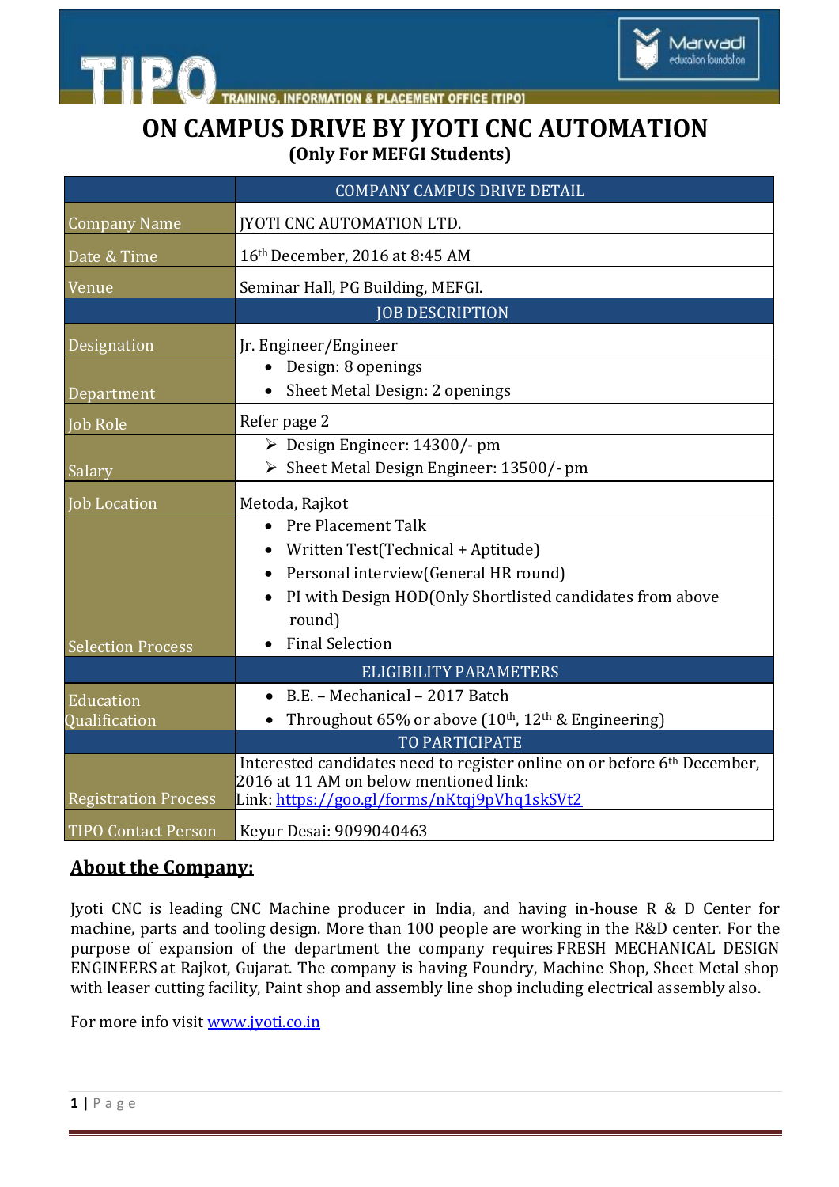# ON CAMPUS DRIVE BY JYOTI CNC AUTOMATION

**(Only For MEFGI Students)**

| | COMPANY CAMPUS DRIVE DETAIL |
|---|---|
| Company Name | JYOTI CNC AUTOMATION LTD. |
| Date & Time | 16th December, 2016 at 8:45 AM |
| Venue | Seminar Hall, PG Building, MEFGI. |
| | JOB DESCRIPTION |
| Designation | Jr. Engineer/Engineer |
| Department | • Design: 8 openings<br>• Sheet Metal Design: 2 openings |
| Job Role | Refer page 2 |
| Salary | ➢ Design Engineer: 14300/- pm<br>➢ Sheet Metal Design Engineer: 13500/- pm |
| Job Location | Metoda, Rajkot |
| Selection Process | • Pre Placement Talk<br>• Written Test(Technical + Aptitude)<br>• Personal interview(General HR round)<br>• PI with Design HOD(Only Shortlisted candidates from above round)<br>• Final Selection |
| | ELIGIBILITY PARAMETERS |
| Education Qualification | • B.E. – Mechanical – 2017 Batch<br>• Throughout 65% or above (10th, 12th & Engineering) |
| | TO PARTICIPATE |
| Registration Process | Interested candidates need to register online on or before 6th December, 2016 at 11 AM on below mentioned link:<br>Link: https://goo.gl/forms/nKtqj9pVhq1skSVt2 |
| TIPO Contact Person | Keyur Desai: 9099040463 |

## About the Company:

Jyoti CNC is leading CNC Machine producer in India, and having in-house R & D Center for machine, parts and tooling design. More than 100 people are working in the R&D center. For the purpose of expansion of the department the company requires FRESH MECHANICAL DESIGN ENGINEERS at Rajkot, Gujarat. The company is having Foundry, Machine Shop, Sheet Metal shop with leaser cutting facility, Paint shop and assembly line shop including electrical assembly also.

For more info visit www.jyoti.co.in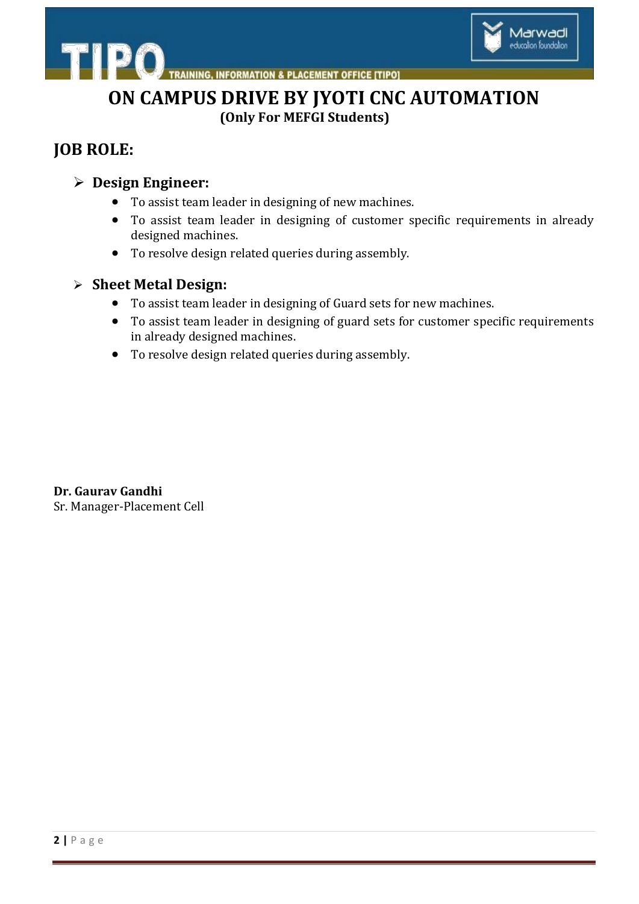# ON CAMPUS DRIVE BY JYOTI CNC AUTOMATION

**(Only For MEFGI Students)**

## JOB ROLE:

### Design Engineer:

- To assist team leader in designing of new machines.
- To assist team leader in designing of customer specific requirements in already designed machines.
- To resolve design related queries during assembly.

### Sheet Metal Design:

- To assist team leader in designing of Guard sets for new machines.
- To assist team leader in designing of guard sets for customer specific requirements in already designed machines.
- To resolve design related queries during assembly.

**Dr. Gaurav Gandhi**
Sr. Manager-Placement Cell